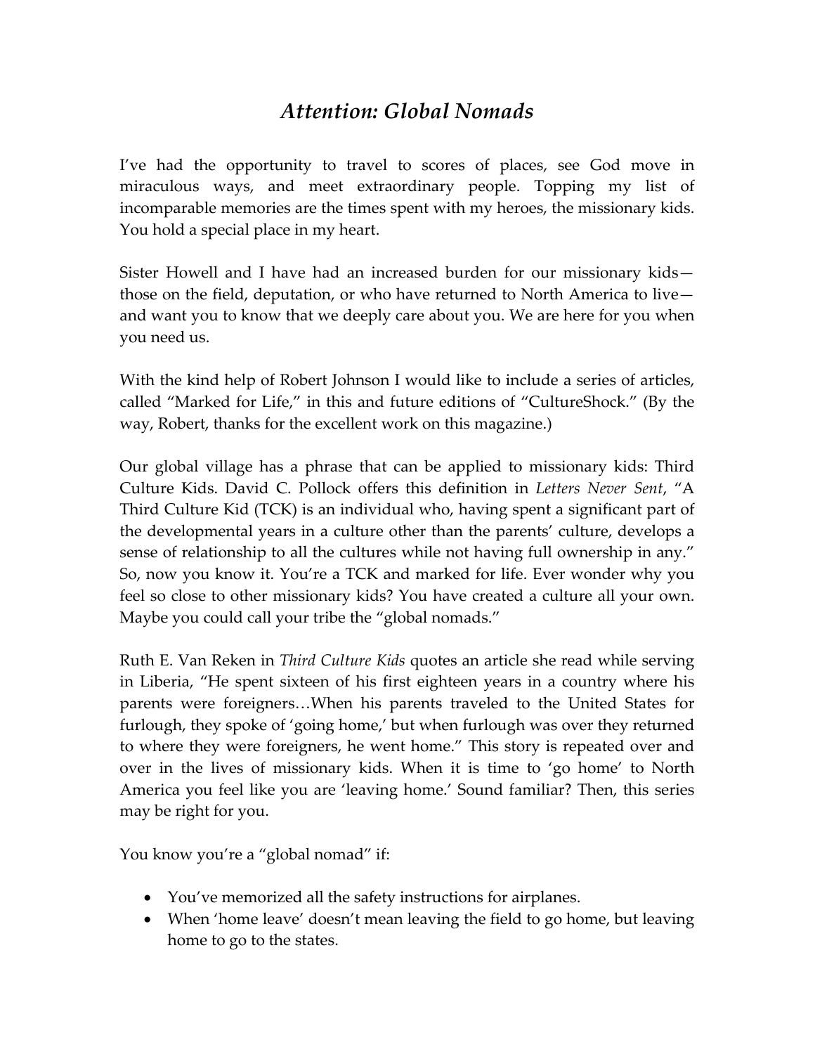# *Attention: Global Nomads*

I've had the opportunity to travel to scores of places, see God move in miraculous ways, and meet extraordinary people. Topping my list of incomparable memories are the times spent with my heroes, the missionary kids. You hold a special place in my heart.

Sister Howell and I have had an increased burden for our missionary kids—those on the field, deputation, or who have returned to North America to live—and want you to know that we deeply care about you. We are here for you when you need us.

With the kind help of Robert Johnson I would like to include a series of articles, called "Marked for Life," in this and future editions of "CultureShock." (By the way, Robert, thanks for the excellent work on this magazine.)

Our global village has a phrase that can be applied to missionary kids: Third Culture Kids. David C. Pollock offers this definition in *Letters Never Sent*, "A Third Culture Kid (TCK) is an individual who, having spent a significant part of the developmental years in a culture other than the parents' culture, develops a sense of relationship to all the cultures while not having full ownership in any." So, now you know it. You're a TCK and marked for life. Ever wonder why you feel so close to other missionary kids? You have created a culture all your own. Maybe you could call your tribe the "global nomads."

Ruth E. Van Reken in *Third Culture Kids* quotes an article she read while serving in Liberia, "He spent sixteen of his first eighteen years in a country where his parents were foreigners…When his parents traveled to the United States for furlough, they spoke of 'going home,' but when furlough was over they returned to where they were foreigners, he went home." This story is repeated over and over in the lives of missionary kids. When it is time to 'go home' to North America you feel like you are 'leaving home.' Sound familiar? Then, this series may be right for you.

You know you're a "global nomad" if:

- You've memorized all the safety instructions for airplanes.
- When 'home leave' doesn't mean leaving the field to go home, but leaving home to go to the states.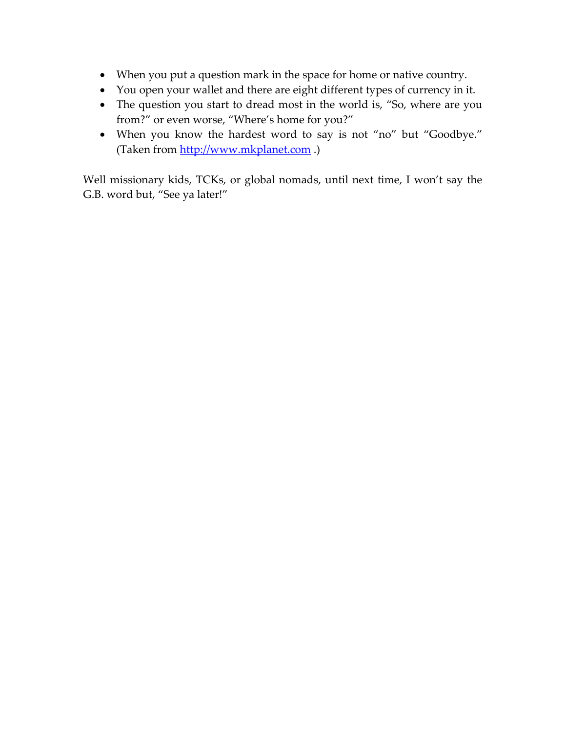- When you put a question mark in the space for home or native country.
- You open your wallet and there are eight different types of currency in it.
- The question you start to dread most in the world is, "So, where are you from?" or even worse, "Where's home for you?"
- When you know the hardest word to say is not "no" but "Goodbye." (Taken from http://www.mkplanet.com .)

Well missionary kids, TCKs, or global nomads, until next time, I won't say the G.B. word but, "See ya later!"